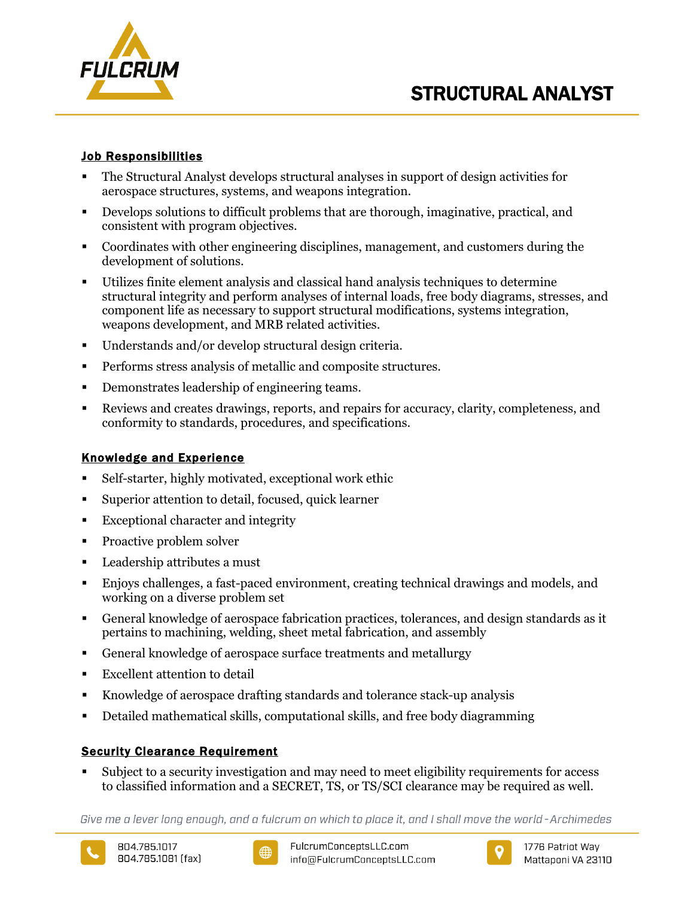FULCRUM

# STRUCTURAL ANALYST

## Job Responsibilities

- The Structural Analyst develops structural analyses in support of design activities for aerospace structures, systems, and weapons integration.
- Develops solutions to difficult problems that are thorough, imaginative, practical, and consistent with program objectives.
- Coordinates with other engineering disciplines, management, and customers during the development of solutions.
- Utilizes finite element analysis and classical hand analysis techniques to determine structural integrity and perform analyses of internal loads, free body diagrams, stresses, and component life as necessary to support structural modifications, systems integration, weapons development, and MRB related activities.
- Understands and/or develop structural design criteria.
- Performs stress analysis of metallic and composite structures.
- Demonstrates leadership of engineering teams.
- Reviews and creates drawings, reports, and repairs for accuracy, clarity, completeness, and conformity to standards, procedures, and specifications.

## Knowledge and Experience

- Self-starter, highly motivated, exceptional work ethic
- Superior attention to detail, focused, quick learner
- Exceptional character and integrity
- Proactive problem solver
- Leadership attributes a must
- Enjoys challenges, a fast-paced environment, creating technical drawings and models, and working on a diverse problem set
- General knowledge of aerospace fabrication practices, tolerances, and design standards as it pertains to machining, welding, sheet metal fabrication, and assembly
- General knowledge of aerospace surface treatments and metallurgy
- Excellent attention to detail
- Knowledge of aerospace drafting standards and tolerance stack-up analysis
- Detailed mathematical skills, computational skills, and free body diagramming

## Security Clearance Requirement

- Subject to a security investigation and may need to meet eligibility requirements for access to classified information and a SECRET, TS, or TS/SCI clearance may be required as well.

*Give me a lever long enough, and a fulcrum on which to place it, and I shall move the world - Archimedes*

804.785.1017
804.785.1081 (fax)

FulcrumConceptsLLC.com
info@FulcrumConceptsLLC.com

1776 Patriot Way
Mattaponi VA 23110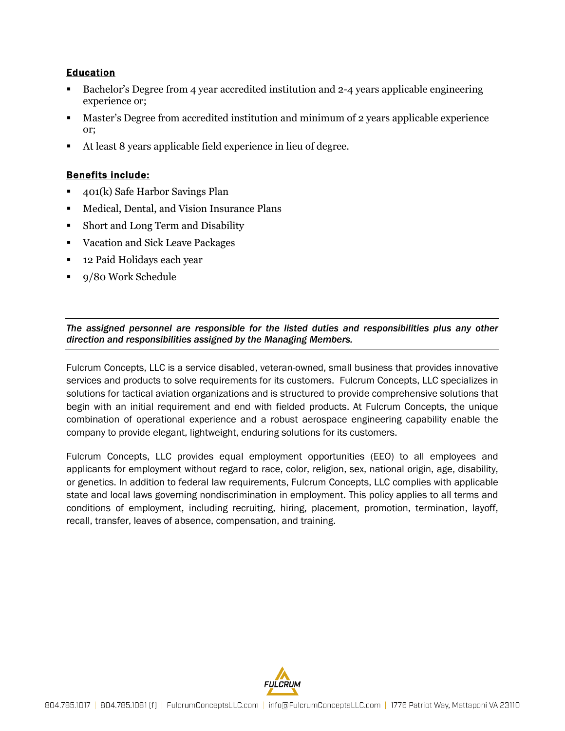## Education

- Bachelor's Degree from 4 year accredited institution and 2-4 years applicable engineering experience or;
- Master's Degree from accredited institution and minimum of 2 years applicable experience or;
- At least 8 years applicable field experience in lieu of degree.

## Benefits include:

- 401(k) Safe Harbor Savings Plan
- Medical, Dental, and Vision Insurance Plans
- Short and Long Term and Disability
- Vacation and Sick Leave Packages
- 12 Paid Holidays each year
- 9/80 Work Schedule

---

***The assigned personnel are responsible for the listed duties and responsibilities plus any other direction and responsibilities assigned by the Managing Members.***

---

Fulcrum Concepts, LLC is a service disabled, veteran-owned, small business that provides innovative services and products to solve requirements for its customers. Fulcrum Concepts, LLC specializes in solutions for tactical aviation organizations and is structured to provide comprehensive solutions that begin with an initial requirement and end with fielded products. At Fulcrum Concepts, the unique combination of operational experience and a robust aerospace engineering capability enable the company to provide elegant, lightweight, enduring solutions for its customers.

Fulcrum Concepts, LLC provides equal employment opportunities (EEO) to all employees and applicants for employment without regard to race, color, religion, sex, national origin, age, disability, or genetics. In addition to federal law requirements, Fulcrum Concepts, LLC complies with applicable state and local laws governing nondiscrimination in employment. This policy applies to all terms and conditions of employment, including recruiting, hiring, placement, promotion, termination, layoff, recall, transfer, leaves of absence, compensation, and training.

FULCRUM

804.785.1017 | 804.785.1081 (f) | FulcrumConceptsLLC.com | info@FulcrumConceptsLLC.com | 1776 Patriot Way, Mattaponi VA 23110